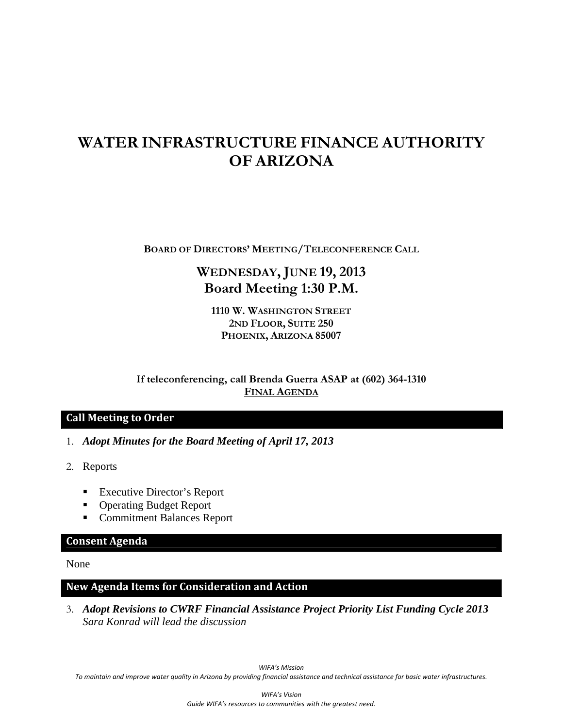# WATER INFRASTRUCTURE FINANCE AUTHORITY OF ARIZONA

**BOARD OF DIRECTORS' MEETING/TELECONFERENCE CALL**

## WEDNESDAY, JUNE 19, 2013
## Board Meeting 1:30 P.M.

**1110 W. WASHINGTON STREET**
**2ND FLOOR, SUITE 250**
**PHOENIX, ARIZONA 85007**

**If teleconferencing, call Brenda Guerra ASAP at (602) 364-1310**
**FINAL AGENDA**

### Call Meeting to Order

1. ***Adopt Minutes for the Board Meeting of April 17, 2013***

2. Reports

   - Executive Director's Report
   - Operating Budget Report
   - Commitment Balances Report

### Consent Agenda

None

### New Agenda Items for Consideration and Action

3. ***Adopt Revisions to CWRF Financial Assistance Project Priority List Funding Cycle 2013***
   *Sara Konrad will lead the discussion*

*WIFA's Mission*
*To maintain and improve water quality in Arizona by providing financial assistance and technical assistance for basic water infrastructures.*

*WIFA's Vision*
*Guide WIFA's resources to communities with the greatest need.*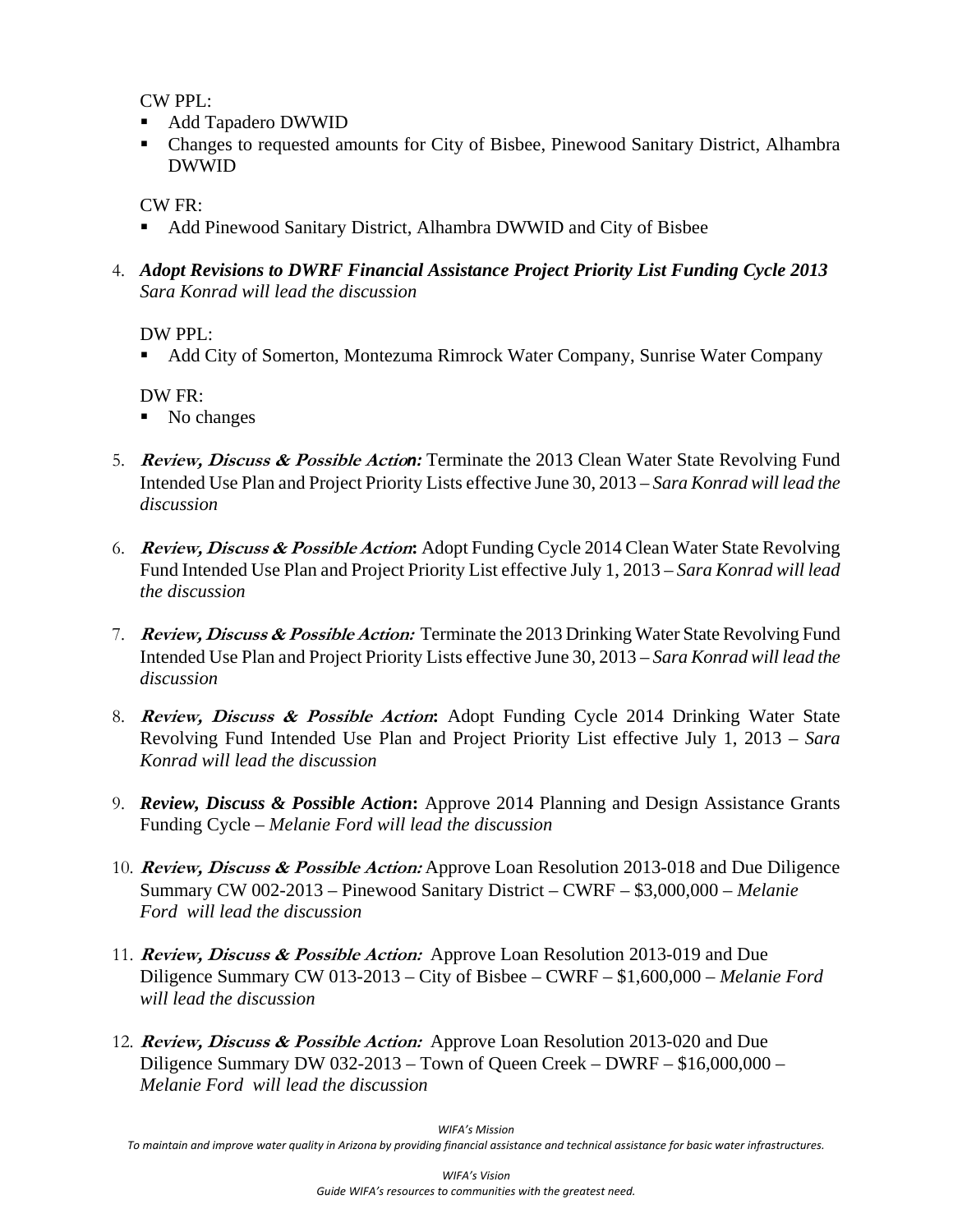CW PPL:

- Add Tapadero DWWID
- Changes to requested amounts for City of Bisbee, Pinewood Sanitary District, Alhambra DWWID

CW FR:

- Add Pinewood Sanitary District, Alhambra DWWID and City of Bisbee

4. ***Adopt Revisions to DWRF Financial Assistance Project Priority List Funding Cycle 2013***
   *Sara Konrad will lead the discussion*

   DW PPL:

   - Add City of Somerton, Montezuma Rimrock Water Company, Sunrise Water Company

   DW FR:

   - No changes

5. ***Review, Discuss & Possible Action:*** Terminate the 2013 Clean Water State Revolving Fund Intended Use Plan and Project Priority Lists effective June 30, 2013 – *Sara Konrad will lead the discussion*

6. ***Review, Discuss & Possible Action*:** Adopt Funding Cycle 2014 Clean Water State Revolving Fund Intended Use Plan and Project Priority List effective July 1, 2013 – *Sara Konrad will lead the discussion*

7. ***Review, Discuss & Possible Action:*** Terminate the 2013 Drinking Water State Revolving Fund Intended Use Plan and Project Priority Lists effective June 30, 2013 – *Sara Konrad will lead the discussion*

8. ***Review, Discuss & Possible Action*:** Adopt Funding Cycle 2014 Drinking Water State Revolving Fund Intended Use Plan and Project Priority List effective July 1, 2013 – *Sara Konrad will lead the discussion*

9. ***Review, Discuss & Possible Action*:** Approve 2014 Planning and Design Assistance Grants Funding Cycle – *Melanie Ford will lead the discussion*

10. ***Review, Discuss & Possible Action:*** Approve Loan Resolution 2013-018 and Due Diligence Summary CW 002-2013 – Pinewood Sanitary District – CWRF – $3,000,000 – *Melanie Ford will lead the discussion*

11. ***Review, Discuss & Possible Action:*** Approve Loan Resolution 2013-019 and Due Diligence Summary CW 013-2013 – City of Bisbee – CWRF – $1,600,000 – *Melanie Ford will lead the discussion*

12. ***Review, Discuss & Possible Action:*** Approve Loan Resolution 2013-020 and Due Diligence Summary DW 032-2013 – Town of Queen Creek – DWRF – $16,000,000 – *Melanie Ford will lead the discussion*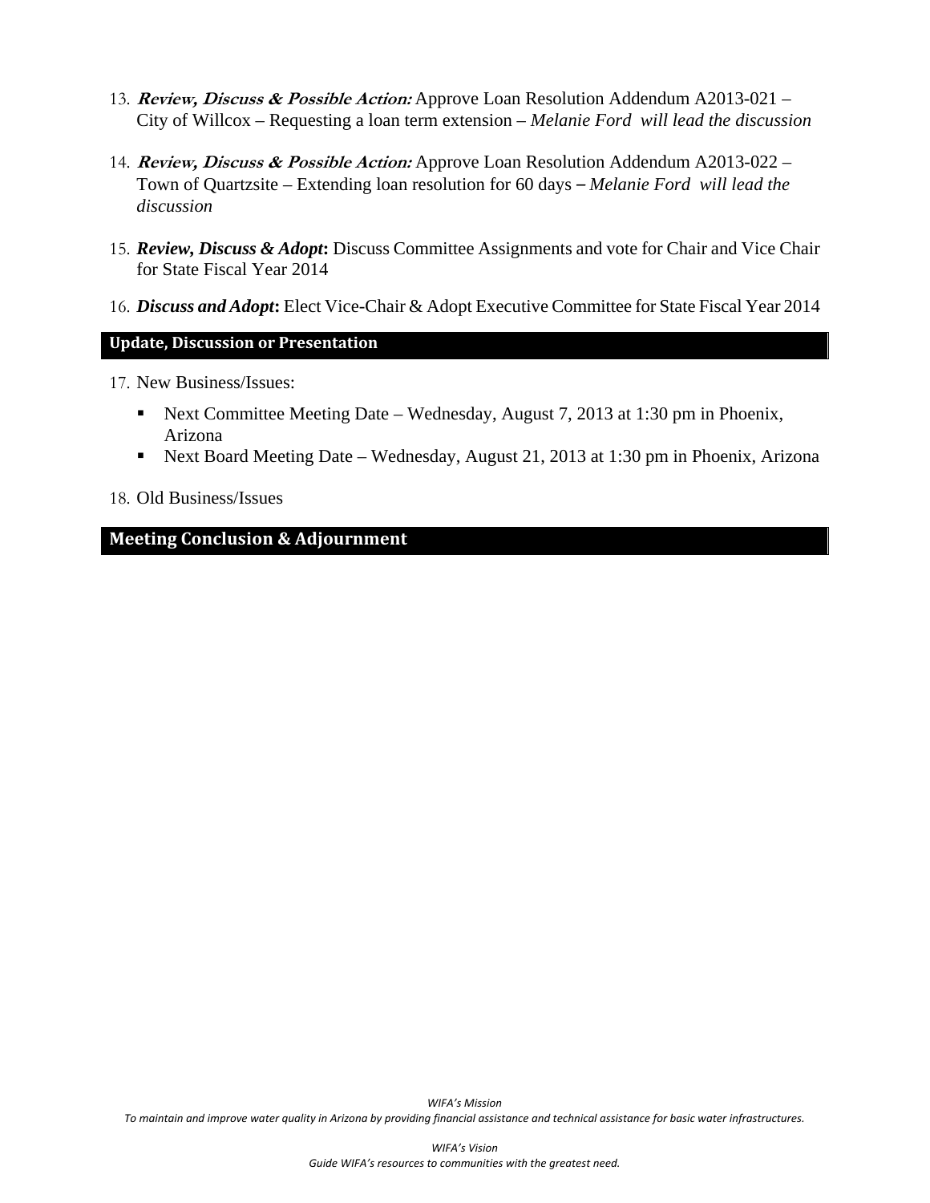13. ***Review, Discuss & Possible Action:*** Approve Loan Resolution Addendum A2013-021 – City of Willcox – Requesting a loan term extension – *Melanie Ford will lead the discussion*

14. ***Review, Discuss & Possible Action:*** Approve Loan Resolution Addendum A2013-022 – Town of Quartzsite – Extending loan resolution for 60 days – *Melanie Ford will lead the discussion*

15. ***Review, Discuss & Adopt*:** Discuss Committee Assignments and vote for Chair and Vice Chair for State Fiscal Year 2014

16. ***Discuss and Adopt*:** Elect Vice-Chair & Adopt Executive Committee for State Fiscal Year 2014

## Update, Discussion or Presentation

17. New Business/Issues:
    - Next Committee Meeting Date – Wednesday, August 7, 2013 at 1:30 pm in Phoenix, Arizona
    - Next Board Meeting Date – Wednesday, August 21, 2013 at 1:30 pm in Phoenix, Arizona

18. Old Business/Issues

## Meeting Conclusion & Adjournment

*WIFA's Mission*

*To maintain and improve water quality in Arizona by providing financial assistance and technical assistance for basic water infrastructures.*

*WIFA's Vision*

*Guide WIFA's resources to communities with the greatest need.*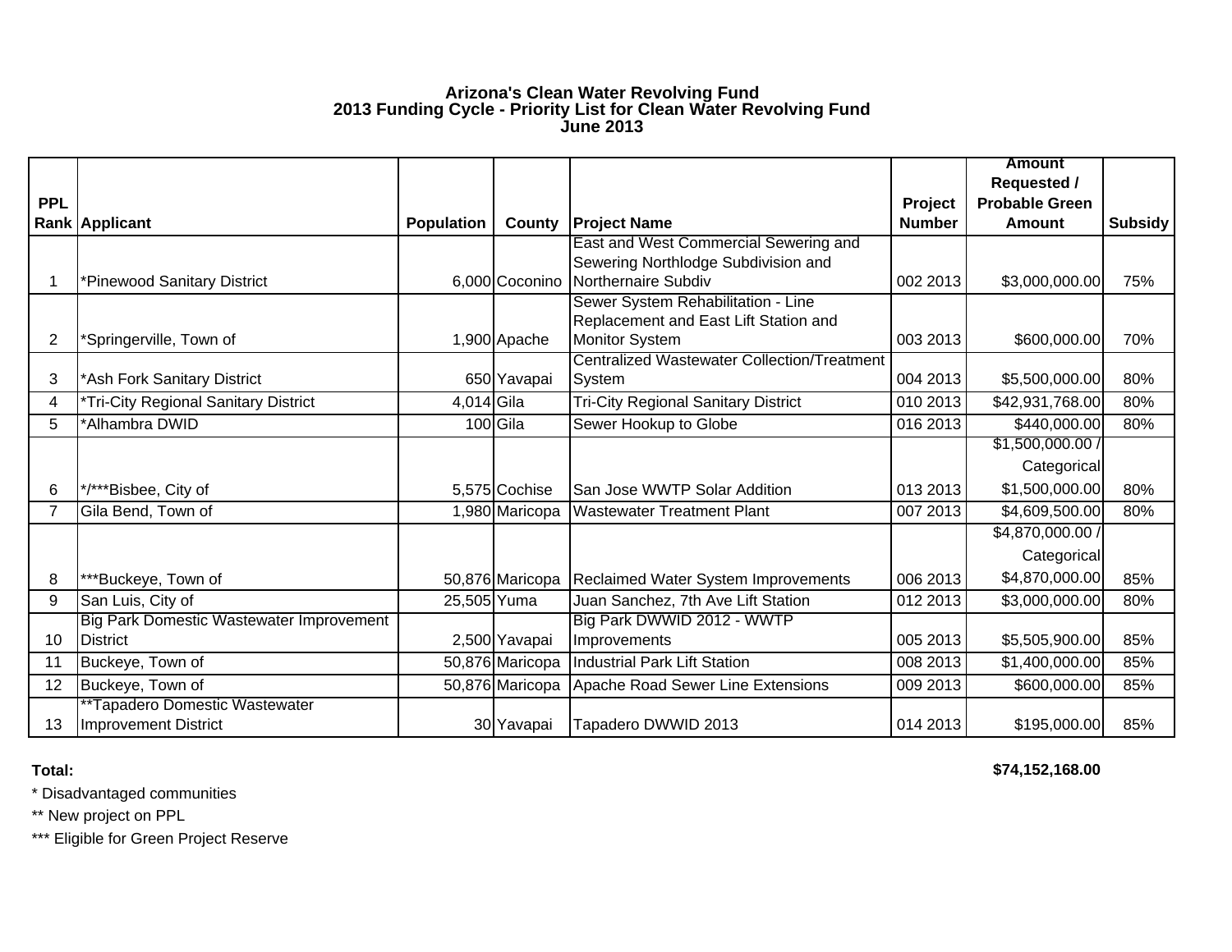# Arizona's Clean Water Revolving Fund
## 2013 Funding Cycle - Priority List for Clean Water Revolving Fund
## June 2013

| PPL Rank | Applicant | Population | County | Project Name | Project Number | Amount Requested / Probable Green Amount | Subsidy |
|---|---|---|---|---|---|---|---|
| 1 | *Pinewood Sanitary District | 6,000 | Coconino | East and West Commercial Sewering and Sewering Northlodge Subdivision and Northernaire Subdiv | 002 2013 | $3,000,000.00 | 75% |
| 2 | *Springerville, Town of | 1,900 | Apache | Sewer System Rehabilitation - Line Replacement and East Lift Station and Monitor System | 003 2013 | $600,000.00 | 70% |
| 3 | *Ash Fork Sanitary District | 650 | Yavapai | Centralized Wastewater Collection/Treatment System | 004 2013 | $5,500,000.00 | 80% |
| 4 | *Tri-City Regional Sanitary District | 4,014 | Gila | Tri-City Regional Sanitary District | 010 2013 | $42,931,768.00 | 80% |
| 5 | *Alhambra DWID | 100 | Gila | Sewer Hookup to Globe | 016 2013 | $440,000.00 | 80% |
| 6 | */***Bisbee, City of | 5,575 | Cochise | San Jose WWTP Solar Addition | 013 2013 | $1,500,000.00 / Categorical $1,500,000.00 | 80% |
| 7 | Gila Bend, Town of | 1,980 | Maricopa | Wastewater Treatment Plant | 007 2013 | $4,609,500.00 | 80% |
| 8 | ***Buckeye, Town of | 50,876 | Maricopa | Reclaimed Water System Improvements | 006 2013 | $4,870,000.00 / Categorical $4,870,000.00 | 85% |
| 9 | San Luis, City of | 25,505 | Yuma | Juan Sanchez, 7th Ave Lift Station | 012 2013 | $3,000,000.00 | 80% |
| 10 | Big Park Domestic Wastewater Improvement District | 2,500 | Yavapai | Big Park DWWID 2012 - WWTP Improvements | 005 2013 | $5,505,900.00 | 85% |
| 11 | Buckeye, Town of | 50,876 | Maricopa | Industrial Park Lift Station | 008 2013 | $1,400,000.00 | 85% |
| 12 | Buckeye, Town of | 50,876 | Maricopa | Apache Road Sewer Line Extensions | 009 2013 | $600,000.00 | 85% |
| 13 | **Tapadero Domestic Wastewater Improvement District | 30 | Yavapai | Tapadero DWWID 2013 | 014 2013 | $195,000.00 | 85% |

**Total:** **$74,152,168.00**

* Disadvantaged communities

** New project on PPL

*** Eligible for Green Project Reserve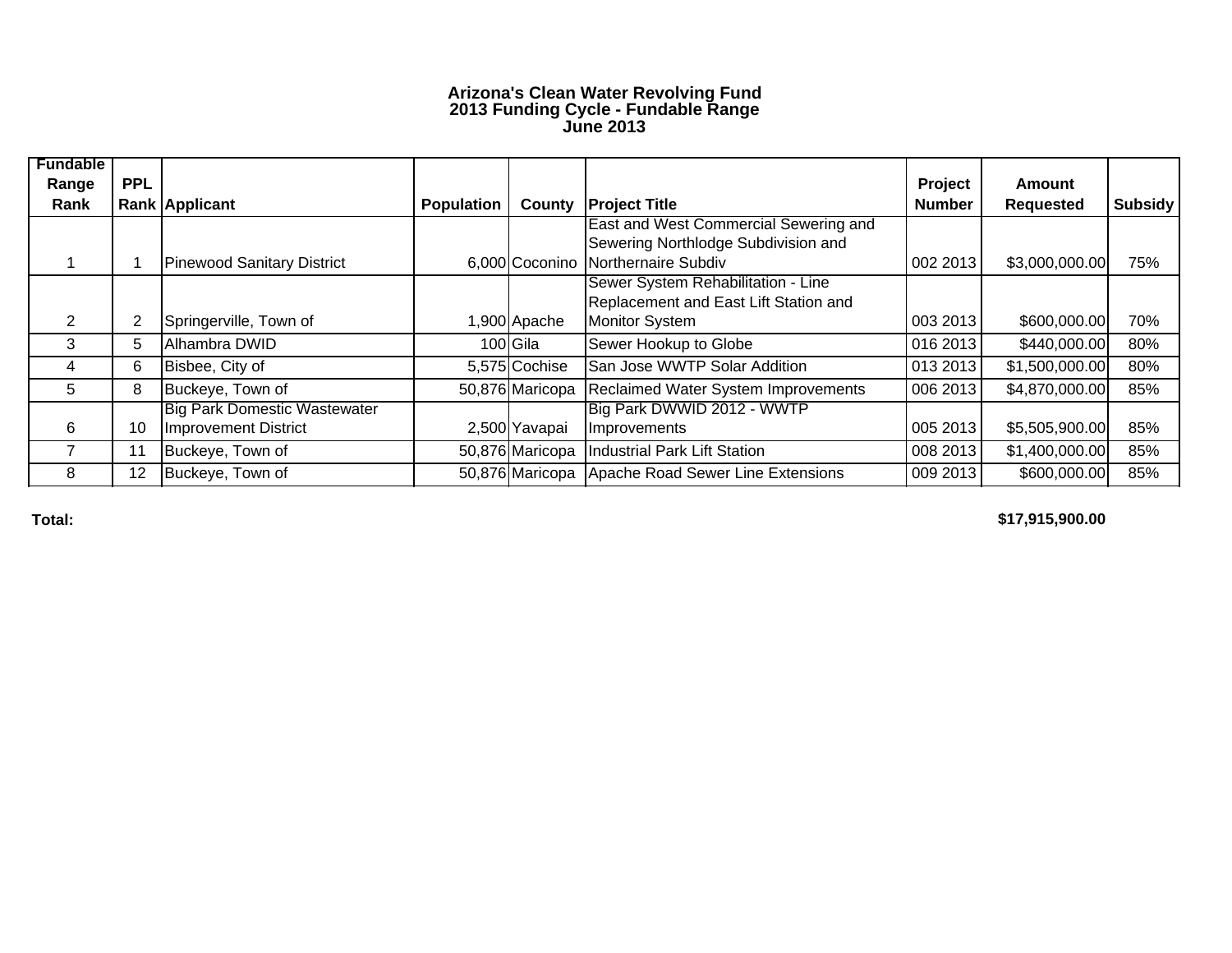# Arizona's Clean Water Revolving Fund
## 2013 Funding Cycle - Fundable Range
## June 2013

| Fundable Range Rank | PPL Rank | Applicant | Population | County | Project Title | Project Number | Amount Requested | Subsidy |
|---|---|---|---|---|---|---|---|---|
| 1 | 1 | Pinewood Sanitary District | 6,000 | Coconino | East and West Commercial Sewering and Sewering Northlodge Subdivision and Northernaire Subdiv | 002 2013 | $3,000,000.00 | 75% |
| 2 | 2 | Springerville, Town of | 1,900 | Apache | Sewer System Rehabilitation - Line Replacement and East Lift Station and Monitor System | 003 2013 | $600,000.00 | 70% |
| 3 | 5 | Alhambra DWID | 100 | Gila | Sewer Hookup to Globe | 016 2013 | $440,000.00 | 80% |
| 4 | 6 | Bisbee, City of | 5,575 | Cochise | San Jose WWTP Solar Addition | 013 2013 | $1,500,000.00 | 80% |
| 5 | 8 | Buckeye, Town of | 50,876 | Maricopa | Reclaimed Water System Improvements | 006 2013 | $4,870,000.00 | 85% |
| 6 | 10 | Big Park Domestic Wastewater Improvement District | 2,500 | Yavapai | Big Park DWWID 2012 - WWTP Improvements | 005 2013 | $5,505,900.00 | 85% |
| 7 | 11 | Buckeye, Town of | 50,876 | Maricopa | Industrial Park Lift Station | 008 2013 | $1,400,000.00 | 85% |
| 8 | 12 | Buckeye, Town of | 50,876 | Maricopa | Apache Road Sewer Line Extensions | 009 2013 | $600,000.00 | 85% |
| **Total:** | | | | | | | **$17,915,900.00** | |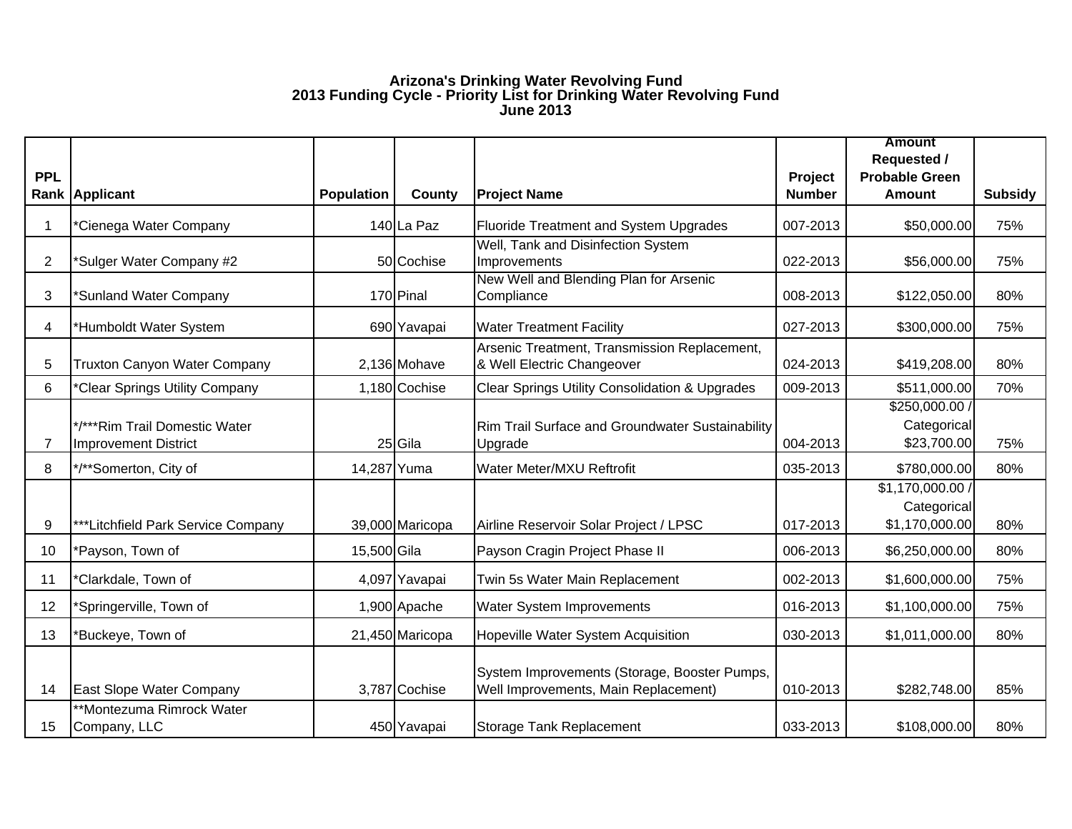**Arizona's Drinking Water Revolving Fund**
**2013 Funding Cycle - Priority List for Drinking Water Revolving Fund**
**June 2013**

| PPL Rank | Applicant | Population | County | Project Name | Project Number | Amount Requested / Probable Green Amount | Subsidy |
|---|---|---|---|---|---|---|---|
| 1 | *Cienega Water Company | 140 | La Paz | Fluoride Treatment and System Upgrades | 007-2013 | $50,000.00 | 75% |
| 2 | *Sulger Water Company #2 | 50 | Cochise | Well, Tank and Disinfection System Improvements | 022-2013 | $56,000.00 | 75% |
| 3 | *Sunland Water Company | 170 | Pinal | New Well and Blending Plan for Arsenic Compliance | 008-2013 | $122,050.00 | 80% |
| 4 | *Humboldt Water System | 690 | Yavapai | Water Treatment Facility | 027-2013 | $300,000.00 | 75% |
| 5 | Truxton Canyon Water Company | 2,136 | Mohave | Arsenic Treatment, Transmission Replacement, & Well Electric Changeover | 024-2013 | $419,208.00 | 80% |
| 6 | *Clear Springs Utility Company | 1,180 | Cochise | Clear Springs Utility Consolidation & Upgrades | 009-2013 | $511,000.00 | 70% |
| 7 | */***Rim Trail Domestic Water Improvement District | 25 | Gila | Rim Trail Surface and Groundwater Sustainability Upgrade | 004-2013 | $250,000.00 / Categorical $23,700.00 | 75% |
| 8 | */**Somerton, City of | 14,287 | Yuma | Water Meter/MXU Reftrofit | 035-2013 | $780,000.00 | 80% |
| 9 | ***Litchfield Park Service Company | 39,000 | Maricopa | Airline Reservoir Solar Project / LPSC | 017-2013 | $1,170,000.00 / Categorical $1,170,000.00 | 80% |
| 10 | *Payson, Town of | 15,500 | Gila | Payson Cragin Project Phase II | 006-2013 | $6,250,000.00 | 80% |
| 11 | *Clarkdale, Town of | 4,097 | Yavapai | Twin 5s Water Main Replacement | 002-2013 | $1,600,000.00 | 75% |
| 12 | *Springerville, Town of | 1,900 | Apache | Water System Improvements | 016-2013 | $1,100,000.00 | 75% |
| 13 | *Buckeye, Town of | 21,450 | Maricopa | Hopeville Water System Acquisition | 030-2013 | $1,011,000.00 | 80% |
| 14 | East Slope Water Company | 3,787 | Cochise | System Improvements (Storage, Booster Pumps, Well Improvements, Main Replacement) | 010-2013 | $282,748.00 | 85% |
| 15 | **Montezuma Rimrock Water Company, LLC | 450 | Yavapai | Storage Tank Replacement | 033-2013 | $108,000.00 | 80% |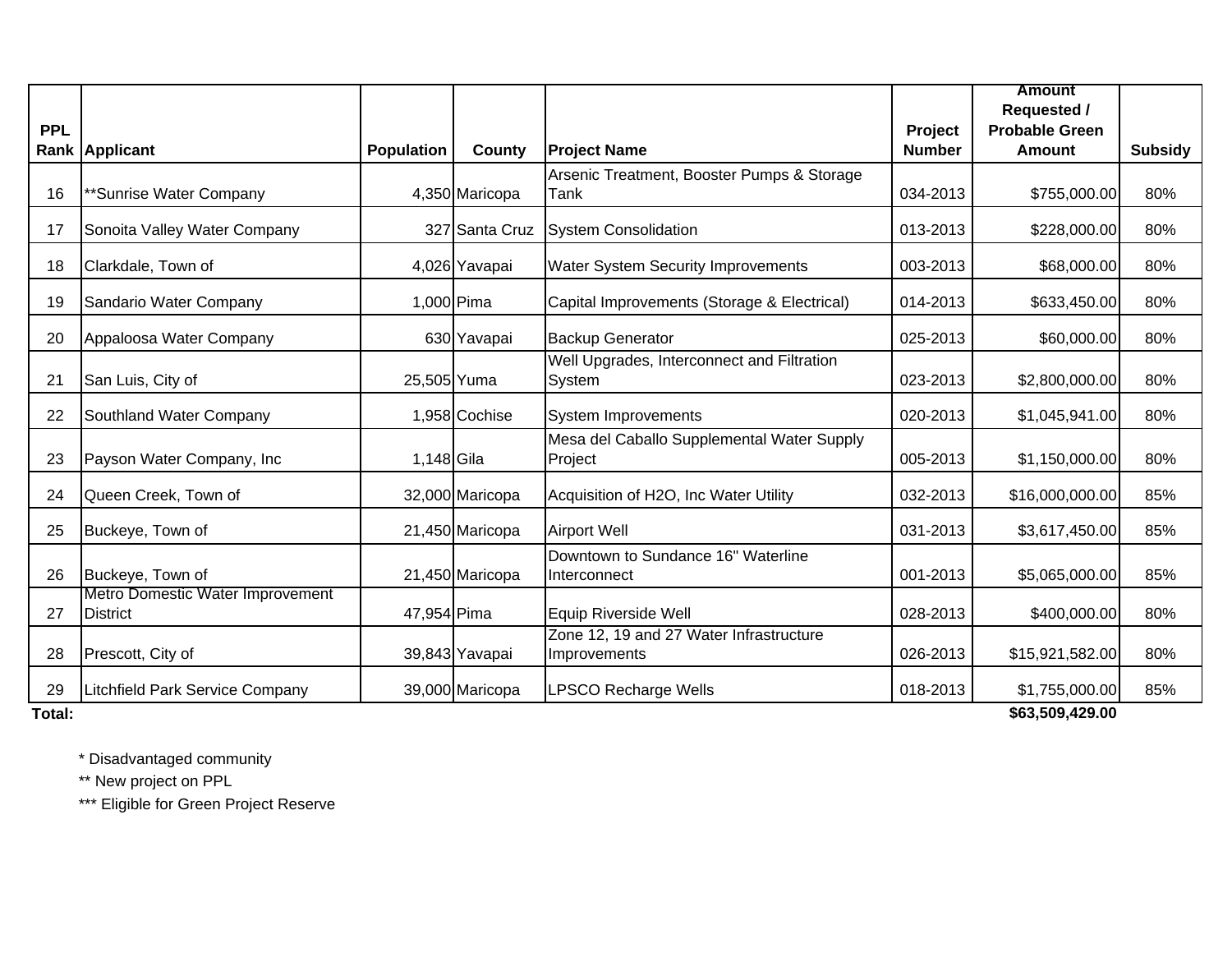| PPL Rank | Applicant | Population | County | Project Name | Project Number | Amount Requested / Probable Green Amount | Subsidy |
|---|---|---|---|---|---|---|---|
| 16 | **Sunrise Water Company | 4,350 | Maricopa | Arsenic Treatment, Booster Pumps & Storage Tank | 034-2013 | $755,000.00 | 80% |
| 17 | Sonoita Valley Water Company | 327 | Santa Cruz | System Consolidation | 013-2013 | $228,000.00 | 80% |
| 18 | Clarkdale, Town of | 4,026 | Yavapai | Water System Security Improvements | 003-2013 | $68,000.00 | 80% |
| 19 | Sandario Water Company | 1,000 | Pima | Capital Improvements (Storage & Electrical) | 014-2013 | $633,450.00 | 80% |
| 20 | Appaloosa Water Company | 630 | Yavapai | Backup Generator | 025-2013 | $60,000.00 | 80% |
| 21 | San Luis, City of | 25,505 | Yuma | Well Upgrades, Interconnect and Filtration System | 023-2013 | $2,800,000.00 | 80% |
| 22 | Southland Water Company | 1,958 | Cochise | System Improvements | 020-2013 | $1,045,941.00 | 80% |
| 23 | Payson Water Company, Inc | 1,148 | Gila | Mesa del Caballo Supplemental Water Supply Project | 005-2013 | $1,150,000.00 | 80% |
| 24 | Queen Creek, Town of | 32,000 | Maricopa | Acquisition of H2O, Inc Water Utility | 032-2013 | $16,000,000.00 | 85% |
| 25 | Buckeye, Town of | 21,450 | Maricopa | Airport Well | 031-2013 | $3,617,450.00 | 85% |
| 26 | Buckeye, Town of | 21,450 | Maricopa | Downtown to Sundance 16" Waterline Interconnect | 001-2013 | $5,065,000.00 | 85% |
| 27 | Metro Domestic Water Improvement District | 47,954 | Pima | Equip Riverside Well | 028-2013 | $400,000.00 | 80% |
| 28 | Prescott, City of | 39,843 | Yavapai | Zone 12, 19 and 27 Water Infrastructure Improvements | 026-2013 | $15,921,582.00 | 80% |
| 29 | Litchfield Park Service Company | 39,000 | Maricopa | LPSCO Recharge Wells | 018-2013 | $1,755,000.00 | 85% |
| **Total:** | | | | | | **$63,509,429.00** | |

\* Disadvantaged community

** New project on PPL

*** Eligible for Green Project Reserve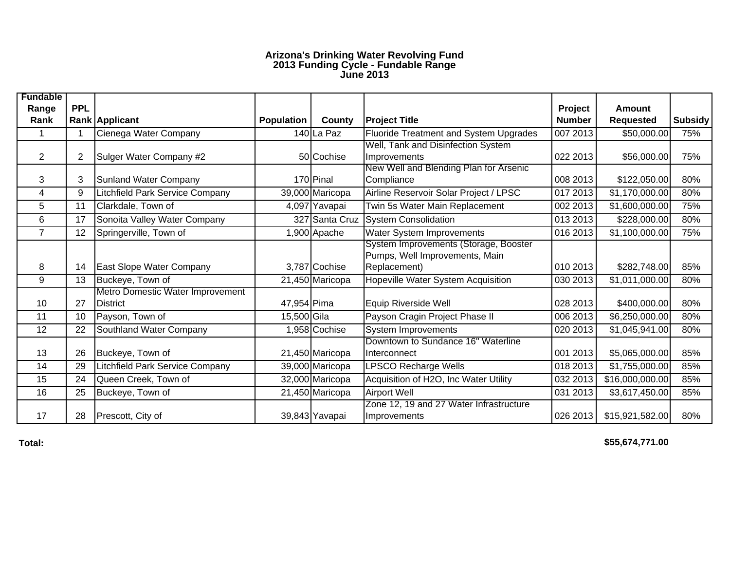**Arizona's Drinking Water Revolving Fund**
**2013 Funding Cycle - Fundable Range**
**June 2013**

| Fundable Range Rank | PPL Rank | Applicant | Population | County | Project Title | Project Number | Amount Requested | Subsidy |
|---|---|---|---|---|---|---|---|---|
| 1 | 1 | Cienega Water Company | 140 | La Paz | Fluoride Treatment and System Upgrades | 007 2013 | $50,000.00 | 75% |
| 2 | 2 | Sulger Water Company #2 | 50 | Cochise | Well, Tank and Disinfection System Improvements | 022 2013 | $56,000.00 | 75% |
| 3 | 3 | Sunland Water Company | 170 | Pinal | New Well and Blending Plan for Arsenic Compliance | 008 2013 | $122,050.00 | 80% |
| 4 | 9 | Litchfield Park Service Company | 39,000 | Maricopa | Airline Reservoir Solar Project / LPSC | 017 2013 | $1,170,000.00 | 80% |
| 5 | 11 | Clarkdale, Town of | 4,097 | Yavapai | Twin 5s Water Main Replacement | 002 2013 | $1,600,000.00 | 75% |
| 6 | 17 | Sonoita Valley Water Company | 327 | Santa Cruz | System Consolidation | 013 2013 | $228,000.00 | 80% |
| 7 | 12 | Springerville, Town of | 1,900 | Apache | Water System Improvements | 016 2013 | $1,100,000.00 | 75% |
| 8 | 14 | East Slope Water Company | 3,787 | Cochise | System Improvements (Storage, Booster Pumps, Well Improvements, Main Replacement) | 010 2013 | $282,748.00 | 85% |
| 9 | 13 | Buckeye, Town of | 21,450 | Maricopa | Hopeville Water System Acquisition | 030 2013 | $1,011,000.00 | 80% |
| 10 | 27 | Metro Domestic Water Improvement District | 47,954 | Pima | Equip Riverside Well | 028 2013 | $400,000.00 | 80% |
| 11 | 10 | Payson, Town of | 15,500 | Gila | Payson Cragin Project Phase II | 006 2013 | $6,250,000.00 | 80% |
| 12 | 22 | Southland Water Company | 1,958 | Cochise | System Improvements | 020 2013 | $1,045,941.00 | 80% |
| 13 | 26 | Buckeye, Town of | 21,450 | Maricopa | Downtown to Sundance 16" Waterline Interconnect | 001 2013 | $5,065,000.00 | 85% |
| 14 | 29 | Litchfield Park Service Company | 39,000 | Maricopa | LPSCO Recharge Wells | 018 2013 | $1,755,000.00 | 85% |
| 15 | 24 | Queen Creek, Town of | 32,000 | Maricopa | Acquisition of H2O, Inc Water Utility | 032 2013 | $16,000,000.00 | 85% |
| 16 | 25 | Buckeye, Town of | 21,450 | Maricopa | Airport Well | 031 2013 | $3,617,450.00 | 85% |
| 17 | 28 | Prescott, City of | 39,843 | Yavapai | Zone 12, 19 and 27 Water Infrastructure Improvements | 026 2013 | $15,921,582.00 | 80% |

**Total:** **$55,674,771.00**